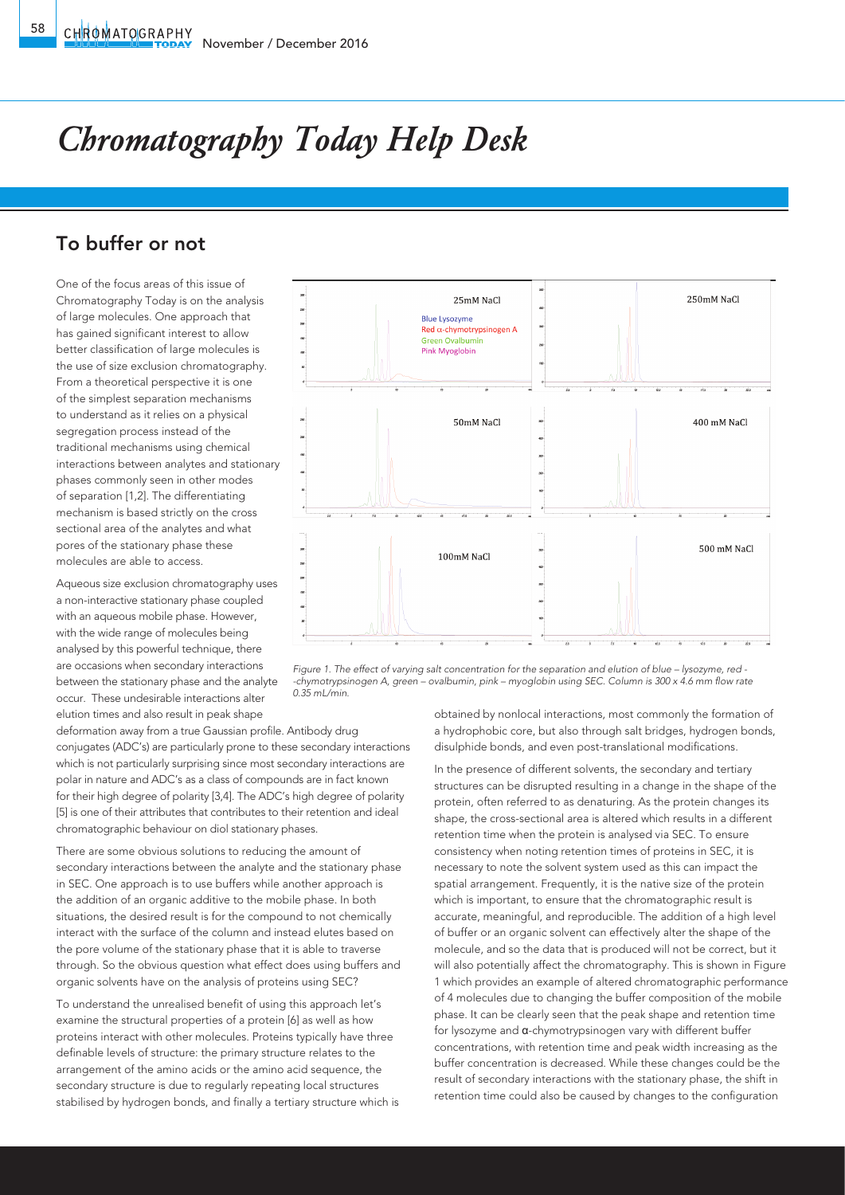# Chromatography Today Help Desk

## To buffer or not

One of the focus areas of this issue of Chromatography Today is on the analysis of large molecules. One approach that has gained significant interest to allow better classification of large molecules is the use of size exclusion chromatography. From a theoretical perspective it is one of the simplest separation mechanisms to understand as it relies on a physical segregation process instead of the traditional mechanisms using chemical interactions between analytes and stationary phases commonly seen in other modes of separation [1,2]. The differentiating mechanism is based strictly on the cross sectional area of the analytes and what pores of the stationary phase these molecules are able to access.

Aqueous size exclusion chromatography uses a non-interactive stationary phase coupled with an aqueous mobile phase. However, with the wide range of molecules being analysed by this powerful technique, there are occasions when secondary interactions between the stationary phase and the analyte occur. These undesirable interactions alter elution times and also result in peak shape deformation away from a true Gaussian profile. Antibody drug conjugates (ADC's) are particularly prone to these secondary interactions which is not particularly surprising since most secondary interactions are polar in nature and ADC's as a class of compounds are in fact known for their high degree of polarity [3,4]. The ADC's high degree of polarity [5] is one of their attributes that contributes to their retention and ideal chromatographic behaviour on diol stationary phases.

There are some obvious solutions to reducing the amount of secondary interactions between the analyte and the stationary phase in SEC. One approach is to use buffers while another approach is the addition of an organic additive to the mobile phase. In both situations, the desired result is for the compound to not chemically interact with the surface of the column and instead elutes based on the pore volume of the stationary phase that it is able to traverse through. So the obvious question what effect does using buffers and organic solvents have on the analysis of proteins using SEC?

To understand the unrealised benefit of using this approach let's examine the structural properties of a protein [6] as well as how proteins interact with other molecules. Proteins typically have three definable levels of structure: the primary structure relates to the arrangement of the amino acids or the amino acid sequence, the secondary structure is due to regularly repeating local structures stabilised by hydrogen bonds, and finally a tertiary structure which is obtained by nonlocal interactions, most commonly the formation of a hydrophobic core, but also through salt bridges, hydrogen bonds, disulphide bonds, and even post-translational modifications.

*Figure 1. The effect of varying salt concentration for the separation and elution of blue – lysozyme, red - -chymotrypsinogen A, green – ovalbumin, pink – myoglobin using SEC. Column is 300 x 4.6 mm flow rate 0.35 mL/min.*

In the presence of different solvents, the secondary and tertiary structures can be disrupted resulting in a change in the shape of the protein, often referred to as denaturing. As the protein changes its shape, the cross-sectional area is altered which results in a different retention time when the protein is analysed using SEC. To ensure consistency when noting retention times of proteins in SEC, it is necessary to note the solvent system used as this can impact the spatial arrangement. Frequently, it is the native size of the protein which is important, to ensure that the chromatographic result is accurate, meaningful, and reproducible. The addition of a high level of buffer or an organic solvent can effectively alter the shape of the molecule, and so the data that is produced will not be correct, but it will also potentially affect the chromatography. This is shown in Figure 1 which provides an example of altered chromatographic performance of 4 molecules due to changing the buffer composition of the mobile phase. It can be clearly seen that the peak shape and retention time for lysozyme and α-chymotrypsinogen vary with different buffer concentrations, with retention time and peak width increasing as the buffer concentration is decreased. While these changes could be the result of secondary interactions with the stationary phase, the shift in retention time could also be caused by changes to the configuration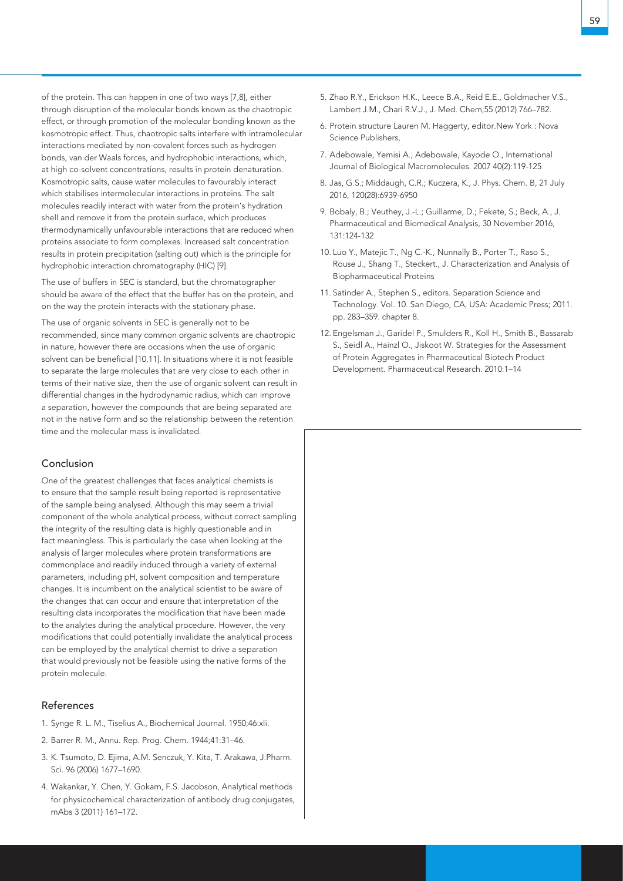of the protein. This can happen in one of two ways [7,8], either through disruption of the molecular bonds known as the chaotropic effect, or through promotion of the molecular bonding known as the kosmotropic effect. Thus, chaotropic salts interfere with intramolecular interactions mediated by non-covalent forces such as hydrogen bonds, van der Waals forces, and hydrophobic interactions, which, at high co-solvent concentrations, results in protein denaturation. Kosmotropic salts, cause water molecules to favourably interact which stabilises intermolecular interactions in proteins. The salt molecules readily interact with water from the protein's hydration shell and remove it from the protein surface, which produces thermodynamically unfavourable interactions that are reduced when proteins associate to form complexes. Increased salt concentration results in protein precipitation (salting out) which is the principle for hydrophobic interaction chromatography (HIC) [9].

The use of buffers in SEC is standard, but the chromatographer should be aware of the effect that the buffer has on the protein, and on the way the protein interacts with the stationary phase.

The use of organic solvents in SEC is generally not to be recommended, since many common organic solvents are chaotropic in nature, however there are occasions when the use of organic solvent can be beneficial [10,11]. In situations where it is not feasible to separate the large molecules that are very close to each other in terms of their native size, then the use of organic solvent can result in differential changes in the hydrodynamic radius, which can improve a separation, however the compounds that are being separated are not in the native form and so the relationship between the retention time and the molecular mass is invalidated.

## Conclusion

One of the greatest challenges that faces analytical chemists is to ensure that the sample result being reported is representative of the sample being analysed. Although this may seem a trivial component of the whole analytical process, without correct sampling the integrity of the resulting data is highly questionable and in fact meaningless. This is particularly the case when looking at the analysis of larger molecules where protein transformations are commonplace and readily induced through a variety of external parameters, including pH, solvent composition and temperature changes. It is incumbent on the analytical scientist to be aware of the changes that can occur and ensure that interpretation of the resulting data incorporates the modification that have been made to the analytes during the analytical procedure. However, the very modifications that could potentially invalidate the analytical process can be employed by the analytical chemist to drive a separation that would previously not be feasible using the native forms of the protein molecule.

## References

1. Synge R. L. M., Tiselius A., Biochemical Journal. 1950;46:xli.
2. Barrer R. M., Annu. Rep. Prog. Chem. 1944;41:31–46.
3. K. Tsumoto, D. Ejima, A.M. Senczuk, Y. Kita, T. Arakawa, J.Pharm. Sci. 96 (2006) 1677–1690.
4. Wakankar, Y. Chen, Y. Gokarn, F.S. Jacobson, Analytical methods for physicochemical characterization of antibody drug conjugates, mAbs 3 (2011) 161–172.
5. Zhao R.Y., Erickson H.K., Leece B.A., Reid E.E., Goldmacher V.S., Lambert J.M., Chari R.V.J., J. Med. Chem;55 (2012) 766–782.
6. Protein structure Lauren M. Haggerty, editor.New York : Nova Science Publishers,
7. Adebowale, Yemisi A.; Adebowale, Kayode O., International Journal of Biological Macromolecules. 2007 40(2):119-125
8. Jas, G.S.; Middaugh, C.R.; Kuczera, K., J. Phys. Chem. B, 21 July 2016, 120(28):6939-6950
9. Bobaly, B.; Veuthey, J.-L.; Guillarme, D.; Fekete, S.; Beck, A., J. Pharmaceutical and Biomedical Analysis, 30 November 2016, 131:124-132
10. Luo Y., Matejic T., Ng C.-K., Nunnally B., Porter T., Raso S., Rouse J., Shang T., Steckert., J. Characterization and Analysis of Biopharmaceutical Proteins
11. Satinder A., Stephen S., editors. Separation Science and Technology. Vol. 10. San Diego, CA, USA: Academic Press; 2011. pp. 283–359. chapter 8.
12. Engelsman J., Garidel P., Smulders R., Koll H., Smith B., Bassarab S., Seidl A., Hainzl O., Jiskoot W. Strategies for the Assessment of Protein Aggregates in Pharmaceutical Biotech Product Development. Pharmaceutical Research. 2010:1–14